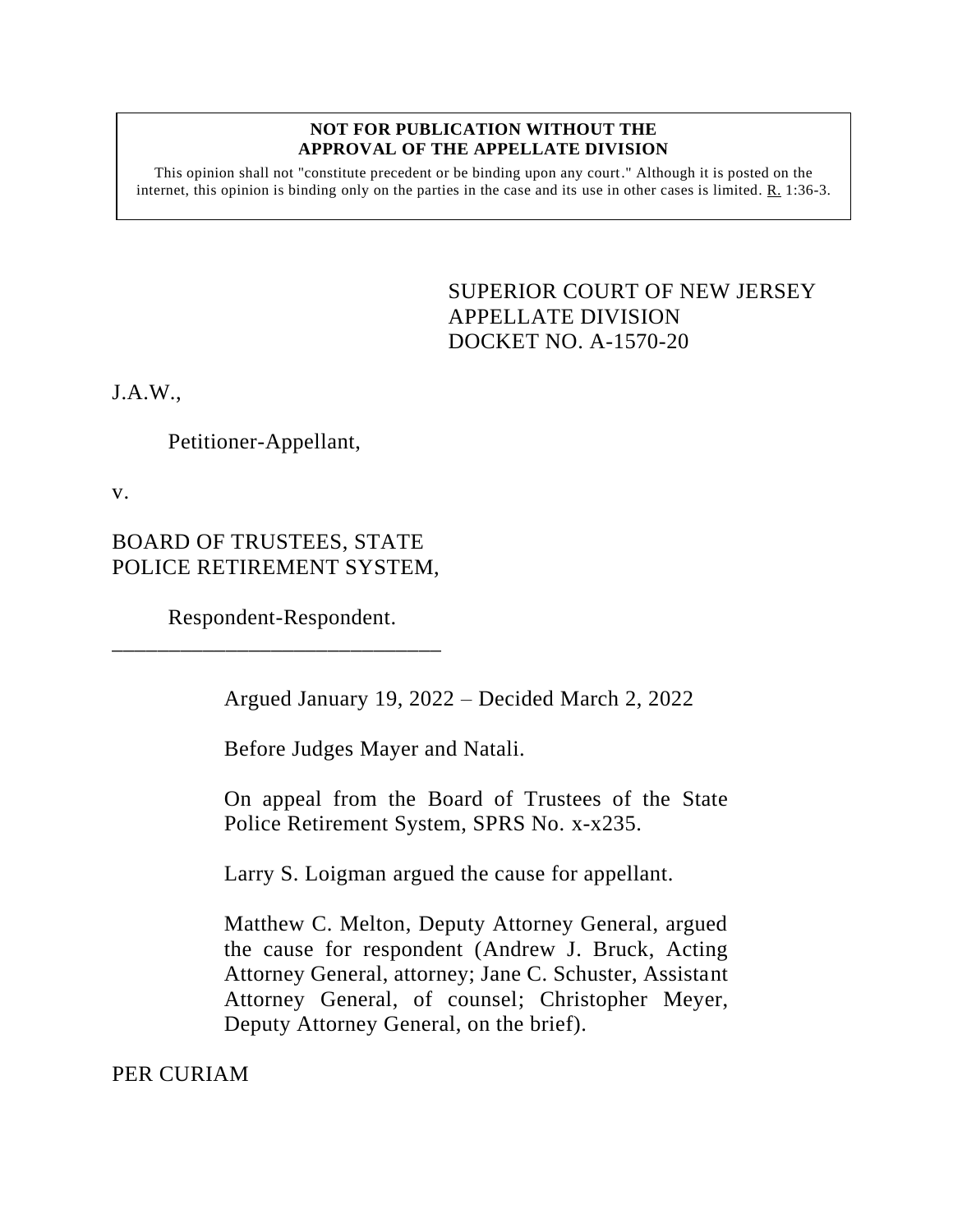**NOT FOR PUBLICATION WITHOUT THE APPROVAL OF THE APPELLATE DIVISION**

This opinion shall not "constitute precedent or be binding upon any court." Although it is posted on the internet, this opinion is binding only on the parties in the case and its use in other cases is limited. R. 1:36-3.

SUPERIOR COURT OF NEW JERSEY
APPELLATE DIVISION
DOCKET NO. A-1570-20

J.A.W.,

Petitioner-Appellant,

v.

BOARD OF TRUSTEES, STATE POLICE RETIREMENT SYSTEM,

Respondent-Respondent.

\_\_\_\_\_\_\_\_\_\_\_\_\_\_\_\_\_\_\_\_\_\_\_\_\_\_\_\_\_\_\_

Argued January 19, 2022 – Decided March 2, 2022

Before Judges Mayer and Natali.

On appeal from the Board of Trustees of the State Police Retirement System, SPRS No. x-x235.

Larry S. Loigman argued the cause for appellant.

Matthew C. Melton, Deputy Attorney General, argued the cause for respondent (Andrew J. Bruck, Acting Attorney General, attorney; Jane C. Schuster, Assistant Attorney General, of counsel; Christopher Meyer, Deputy Attorney General, on the brief).

PER CURIAM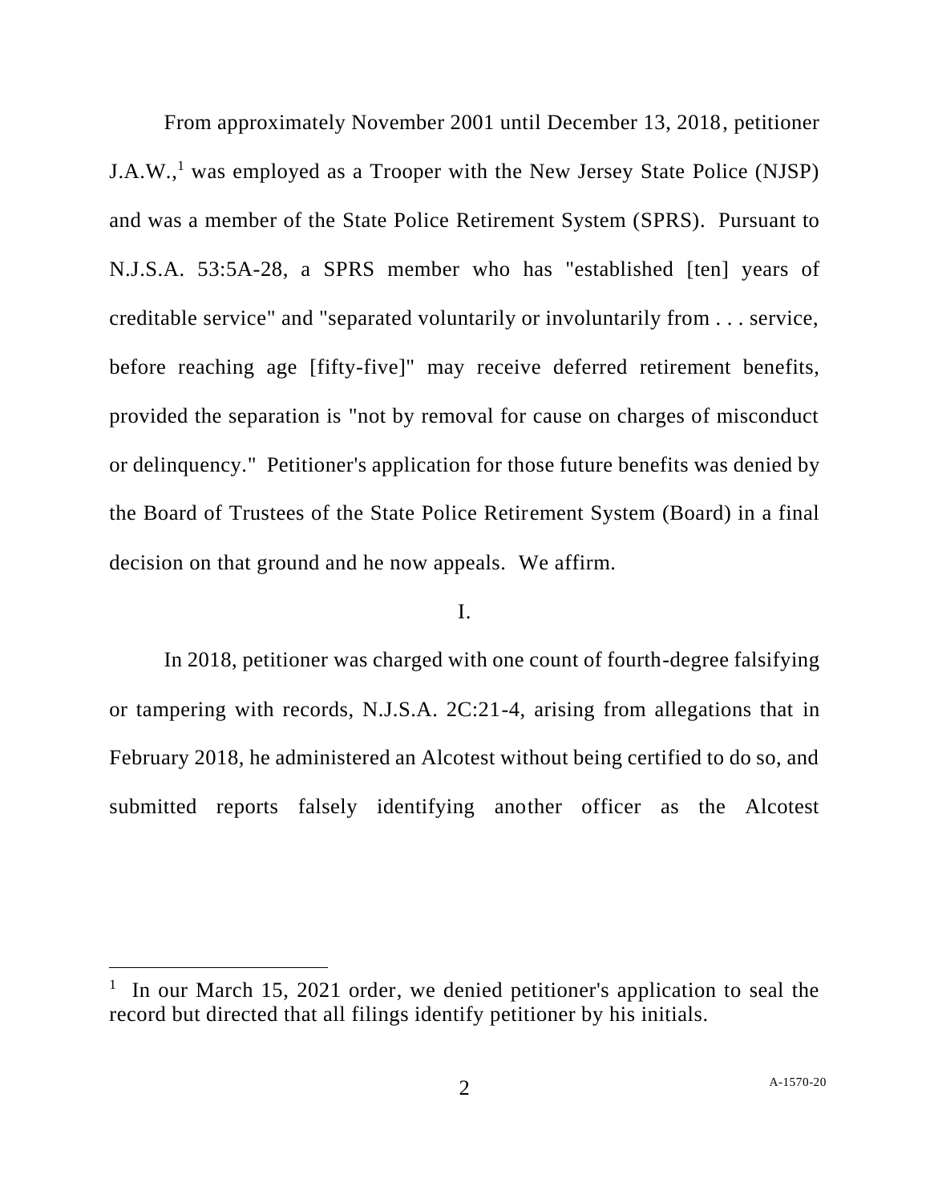From approximately November 2001 until December 13, 2018, petitioner J.A.W.,[1] was employed as a Trooper with the New Jersey State Police (NJSP) and was a member of the State Police Retirement System (SPRS). Pursuant to N.J.S.A. 53:5A-28, a SPRS member who has "established [ten] years of creditable service" and "separated voluntarily or involuntarily from . . . service, before reaching age [fifty-five]" may receive deferred retirement benefits, provided the separation is "not by removal for cause on charges of misconduct or delinquency." Petitioner's application for those future benefits was denied by the Board of Trustees of the State Police Retirement System (Board) in a final decision on that ground and he now appeals. We affirm.

I.

In 2018, petitioner was charged with one count of fourth-degree falsifying or tampering with records, N.J.S.A. 2C:21-4, arising from allegations that in February 2018, he administered an Alcotest without being certified to do so, and submitted reports falsely identifying another officer as the Alcotest

[1] In our March 15, 2021 order, we denied petitioner's application to seal the record but directed that all filings identify petitioner by his initials.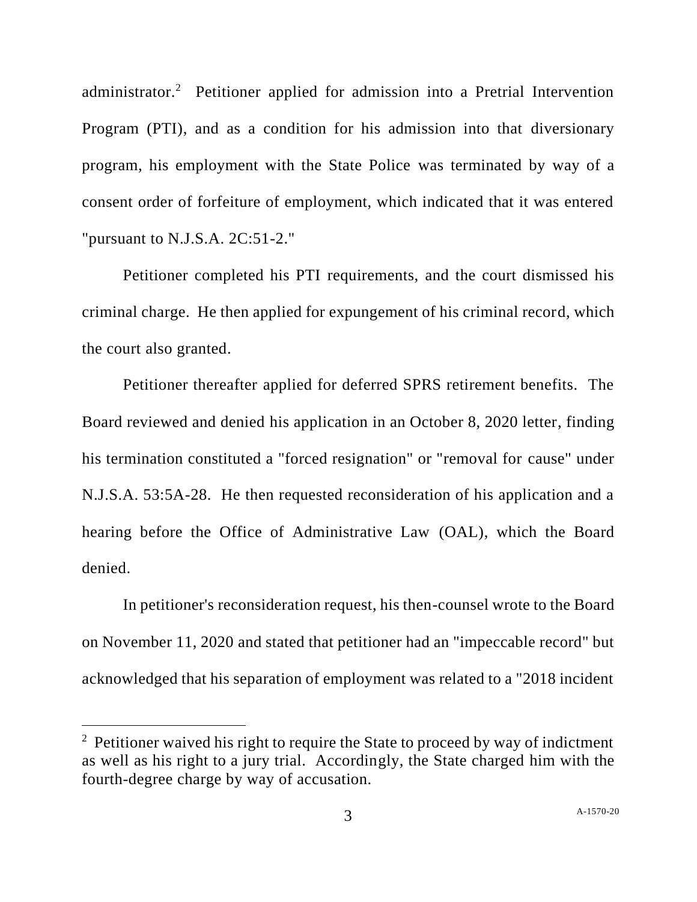administrator.[2] Petitioner applied for admission into a Pretrial Intervention Program (PTI), and as a condition for his admission into that diversionary program, his employment with the State Police was terminated by way of a consent order of forfeiture of employment, which indicated that it was entered "pursuant to N.J.S.A. 2C:51-2."

Petitioner completed his PTI requirements, and the court dismissed his criminal charge. He then applied for expungement of his criminal record, which the court also granted.

Petitioner thereafter applied for deferred SPRS retirement benefits. The Board reviewed and denied his application in an October 8, 2020 letter, finding his termination constituted a "forced resignation" or "removal for cause" under N.J.S.A. 53:5A-28. He then requested reconsideration of his application and a hearing before the Office of Administrative Law (OAL), which the Board denied.

In petitioner's reconsideration request, his then-counsel wrote to the Board on November 11, 2020 and stated that petitioner had an "impeccable record" but acknowledged that his separation of employment was related to a "2018 incident

---

[2] Petitioner waived his right to require the State to proceed by way of indictment as well as his right to a jury trial. Accordingly, the State charged him with the fourth-degree charge by way of accusation.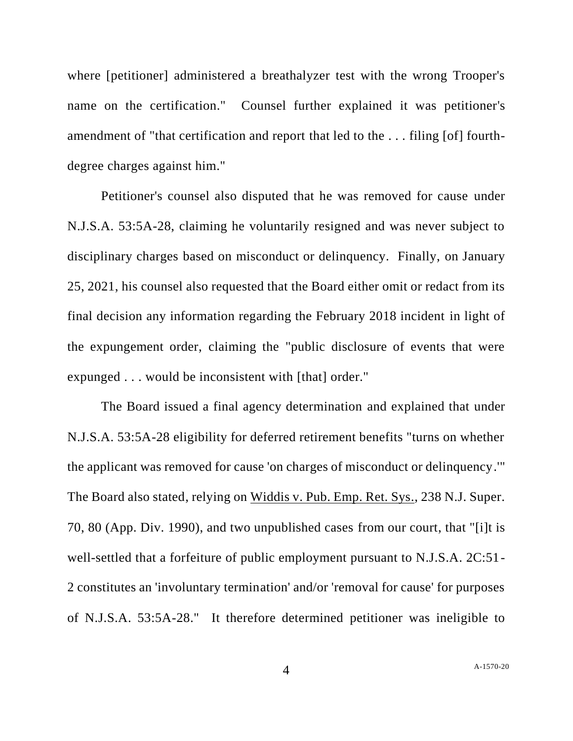where [petitioner] administered a breathalyzer test with the wrong Trooper's name on the certification." Counsel further explained it was petitioner's amendment of "that certification and report that led to the . . . filing [of] fourth-degree charges against him."

Petitioner's counsel also disputed that he was removed for cause under N.J.S.A. 53:5A-28, claiming he voluntarily resigned and was never subject to disciplinary charges based on misconduct or delinquency. Finally, on January 25, 2021, his counsel also requested that the Board either omit or redact from its final decision any information regarding the February 2018 incident in light of the expungement order, claiming the "public disclosure of events that were expunged . . . would be inconsistent with [that] order."

The Board issued a final agency determination and explained that under N.J.S.A. 53:5A-28 eligibility for deferred retirement benefits "turns on whether the applicant was removed for cause 'on charges of misconduct or delinquency.'" The Board also stated, relying on Widdis v. Pub. Emp. Ret. Sys., 238 N.J. Super. 70, 80 (App. Div. 1990), and two unpublished cases from our court, that "[i]t is well-settled that a forfeiture of public employment pursuant to N.J.S.A. 2C:51-2 constitutes an 'involuntary termination' and/or 'removal for cause' for purposes of N.J.S.A. 53:5A-28." It therefore determined petitioner was ineligible to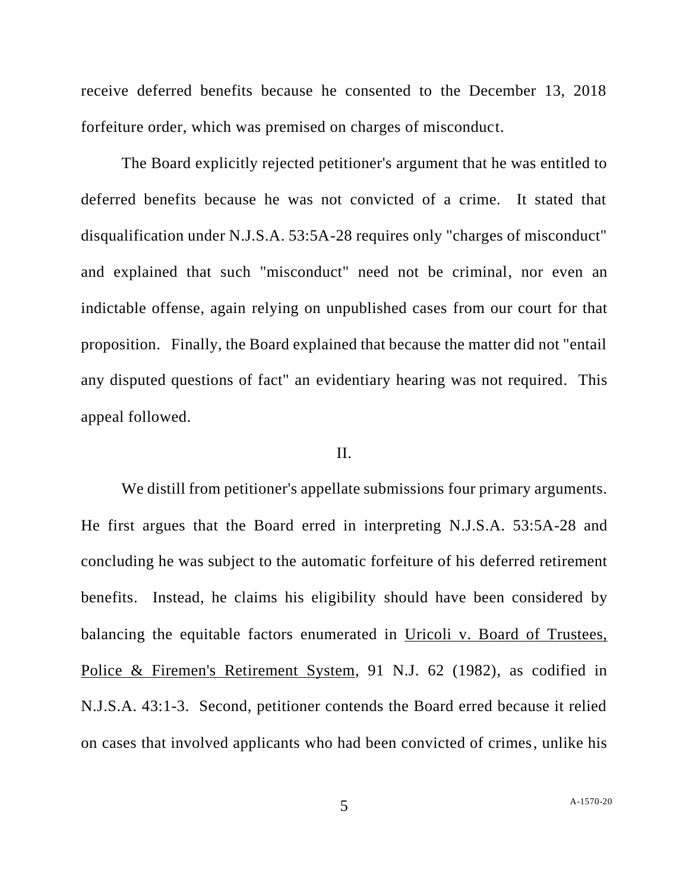receive deferred benefits because he consented to the December 13, 2018 forfeiture order, which was premised on charges of misconduct.

The Board explicitly rejected petitioner's argument that he was entitled to deferred benefits because he was not convicted of a crime. It stated that disqualification under N.J.S.A. 53:5A-28 requires only "charges of misconduct" and explained that such "misconduct" need not be criminal, nor even an indictable offense, again relying on unpublished cases from our court for that proposition. Finally, the Board explained that because the matter did not "entail any disputed questions of fact" an evidentiary hearing was not required. This appeal followed.

## II.

We distill from petitioner's appellate submissions four primary arguments. He first argues that the Board erred in interpreting N.J.S.A. 53:5A-28 and concluding he was subject to the automatic forfeiture of his deferred retirement benefits. Instead, he claims his eligibility should have been considered by balancing the equitable factors enumerated in Uricoli v. Board of Trustees, Police & Firemen's Retirement System, 91 N.J. 62 (1982), as codified in N.J.S.A. 43:1-3. Second, petitioner contends the Board erred because it relied on cases that involved applicants who had been convicted of crimes, unlike his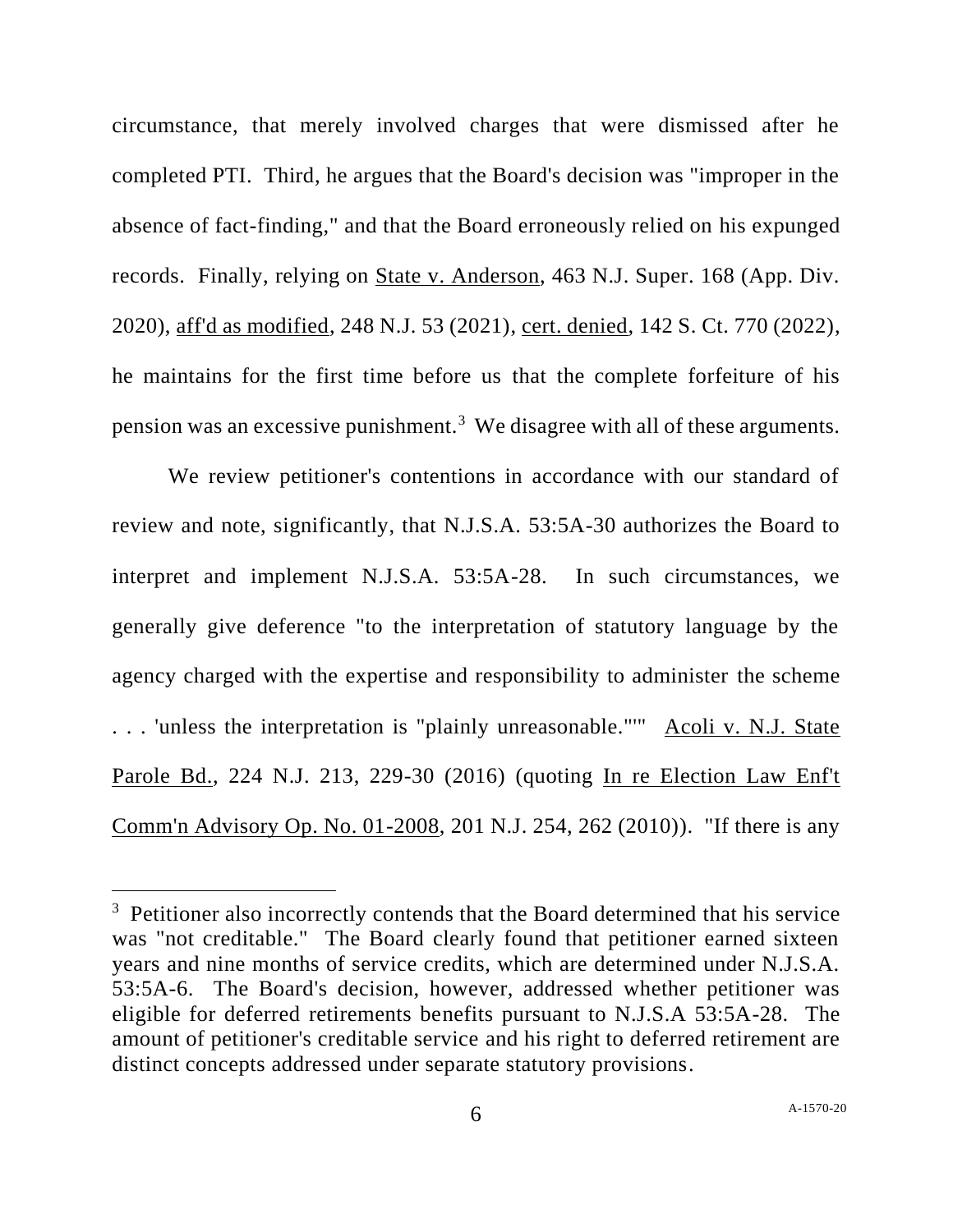circumstance, that merely involved charges that were dismissed after he completed PTI. Third, he argues that the Board's decision was "improper in the absence of fact-finding," and that the Board erroneously relied on his expunged records. Finally, relying on State v. Anderson, 463 N.J. Super. 168 (App. Div. 2020), aff'd as modified, 248 N.J. 53 (2021), cert. denied, 142 S. Ct. 770 (2022), he maintains for the first time before us that the complete forfeiture of his pension was an excessive punishment.[3] We disagree with all of these arguments.

We review petitioner's contentions in accordance with our standard of review and note, significantly, that N.J.S.A. 53:5A-30 authorizes the Board to interpret and implement N.J.S.A. 53:5A-28. In such circumstances, we generally give deference "to the interpretation of statutory language by the agency charged with the expertise and responsibility to administer the scheme . . . 'unless the interpretation is "plainly unreasonable."'" Acoli v. N.J. State Parole Bd., 224 N.J. 213, 229-30 (2016) (quoting In re Election Law Enf't Comm'n Advisory Op. No. 01-2008, 201 N.J. 254, 262 (2010)). "If there is any

[3] Petitioner also incorrectly contends that the Board determined that his service was "not creditable." The Board clearly found that petitioner earned sixteen years and nine months of service credits, which are determined under N.J.S.A. 53:5A-6. The Board's decision, however, addressed whether petitioner was eligible for deferred retirements benefits pursuant to N.J.S.A 53:5A-28. The amount of petitioner's creditable service and his right to deferred retirement are distinct concepts addressed under separate statutory provisions.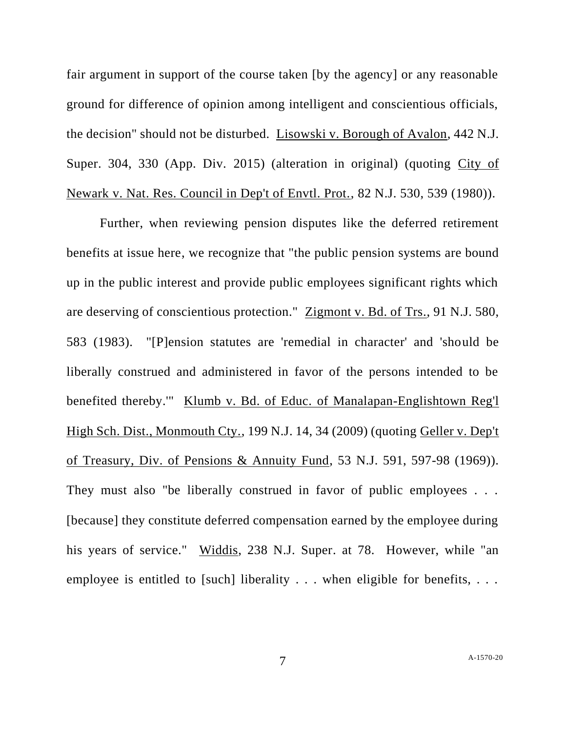fair argument in support of the course taken [by the agency] or any reasonable ground for difference of opinion among intelligent and conscientious officials, the decision" should not be disturbed. Lisowski v. Borough of Avalon, 442 N.J. Super. 304, 330 (App. Div. 2015) (alteration in original) (quoting City of Newark v. Nat. Res. Council in Dep't of Envtl. Prot., 82 N.J. 530, 539 (1980)).

Further, when reviewing pension disputes like the deferred retirement benefits at issue here, we recognize that "the public pension systems are bound up in the public interest and provide public employees significant rights which are deserving of conscientious protection." Zigmont v. Bd. of Trs., 91 N.J. 580, 583 (1983). "[P]ension statutes are 'remedial in character' and 'should be liberally construed and administered in favor of the persons intended to be benefited thereby.'" Klumb v. Bd. of Educ. of Manalapan-Englishtown Reg'l High Sch. Dist., Monmouth Cty., 199 N.J. 14, 34 (2009) (quoting Geller v. Dep't of Treasury, Div. of Pensions & Annuity Fund, 53 N.J. 591, 597-98 (1969)). They must also "be liberally construed in favor of public employees . . . [because] they constitute deferred compensation earned by the employee during his years of service." Widdis, 238 N.J. Super. at 78. However, while "an employee is entitled to [such] liberality . . . when eligible for benefits, . . .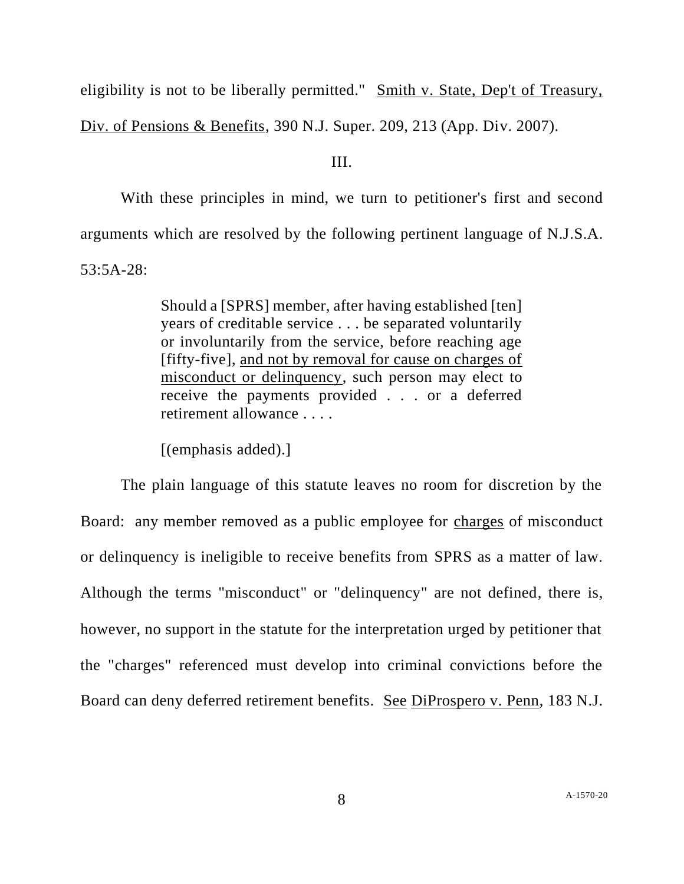eligibility is not to be liberally permitted." Smith v. State, Dep't of Treasury, Div. of Pensions & Benefits, 390 N.J. Super. 209, 213 (App. Div. 2007).

III.

With these principles in mind, we turn to petitioner's first and second arguments which are resolved by the following pertinent language of N.J.S.A. 53:5A-28:

> Should a [SPRS] member, after having established [ten] years of creditable service . . . be separated voluntarily or involuntarily from the service, before reaching age [fifty-five], and not by removal for cause on charges of misconduct or delinquency, such person may elect to receive the payments provided . . . or a deferred retirement allowance . . . .
>
> [(emphasis added).]

The plain language of this statute leaves no room for discretion by the Board: any member removed as a public employee for charges of misconduct or delinquency is ineligible to receive benefits from SPRS as a matter of law. Although the terms "misconduct" or "delinquency" are not defined, there is, however, no support in the statute for the interpretation urged by petitioner that the "charges" referenced must develop into criminal convictions before the Board can deny deferred retirement benefits. See DiProspero v. Penn, 183 N.J.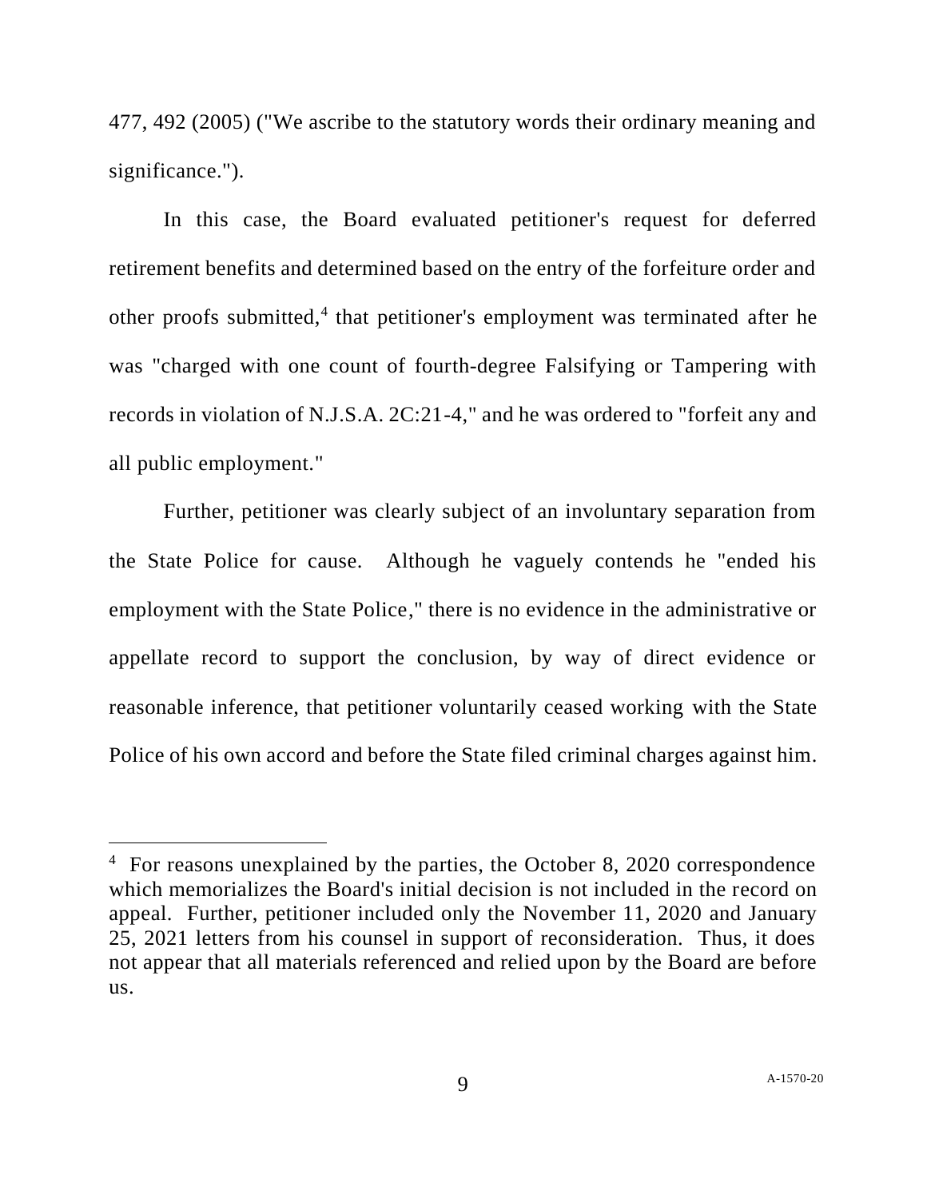477, 492 (2005) ("We ascribe to the statutory words their ordinary meaning and significance.").

In this case, the Board evaluated petitioner's request for deferred retirement benefits and determined based on the entry of the forfeiture order and other proofs submitted,[4] that petitioner's employment was terminated after he was "charged with one count of fourth-degree Falsifying or Tampering with records in violation of N.J.S.A. 2C:21-4," and he was ordered to "forfeit any and all public employment."

Further, petitioner was clearly subject of an involuntary separation from the State Police for cause. Although he vaguely contends he "ended his employment with the State Police," there is no evidence in the administrative or appellate record to support the conclusion, by way of direct evidence or reasonable inference, that petitioner voluntarily ceased working with the State Police of his own accord and before the State filed criminal charges against him.

---

[4] For reasons unexplained by the parties, the October 8, 2020 correspondence which memorializes the Board's initial decision is not included in the record on appeal. Further, petitioner included only the November 11, 2020 and January 25, 2021 letters from his counsel in support of reconsideration. Thus, it does not appear that all materials referenced and relied upon by the Board are before us.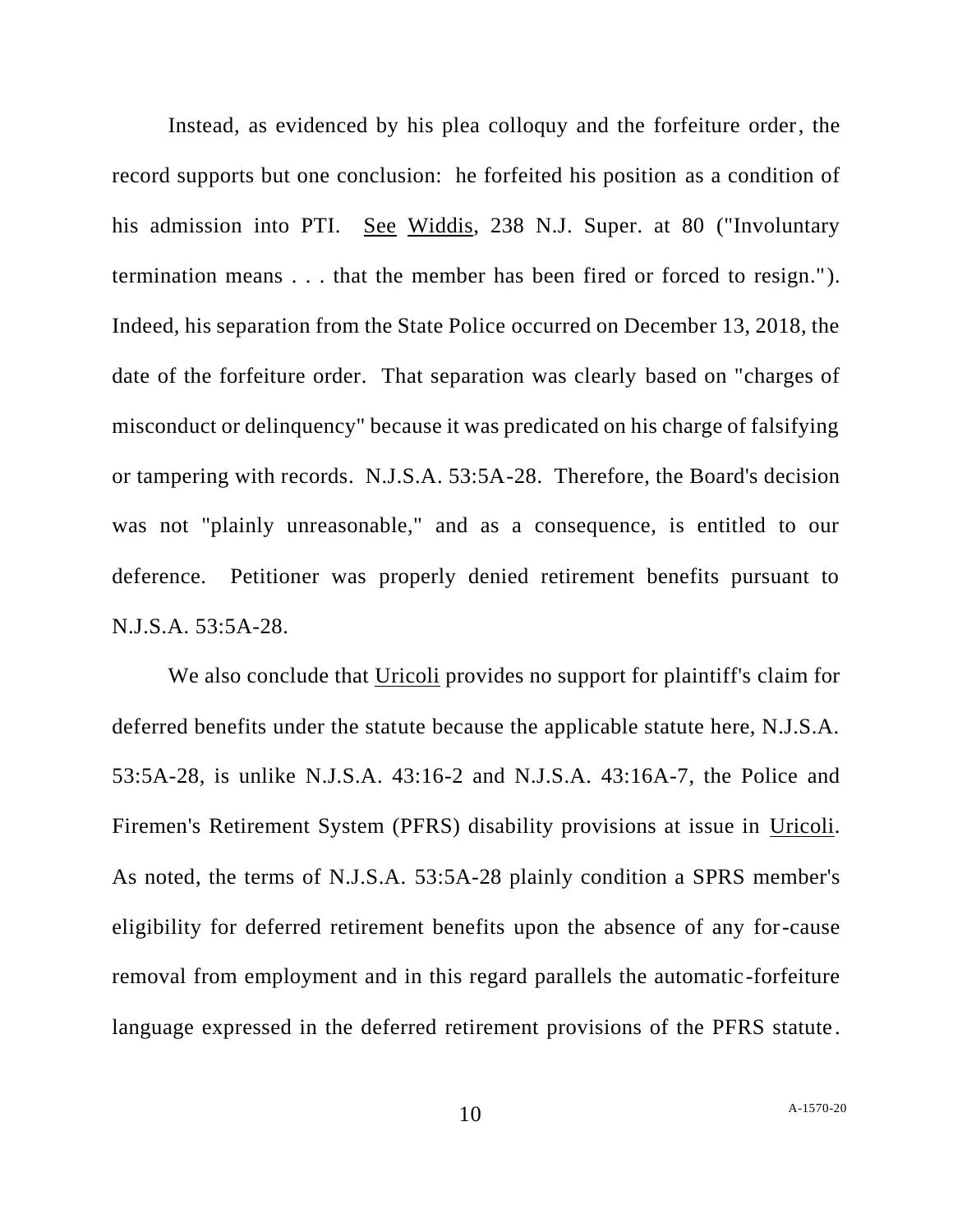Instead, as evidenced by his plea colloquy and the forfeiture order, the record supports but one conclusion: he forfeited his position as a condition of his admission into PTI. See Widdis, 238 N.J. Super. at 80 ("Involuntary termination means . . . that the member has been fired or forced to resign."). Indeed, his separation from the State Police occurred on December 13, 2018, the date of the forfeiture order. That separation was clearly based on "charges of misconduct or delinquency" because it was predicated on his charge of falsifying or tampering with records. N.J.S.A. 53:5A-28. Therefore, the Board's decision was not "plainly unreasonable," and as a consequence, is entitled to our deference. Petitioner was properly denied retirement benefits pursuant to N.J.S.A. 53:5A-28.

We also conclude that Uricoli provides no support for plaintiff's claim for deferred benefits under the statute because the applicable statute here, N.J.S.A. 53:5A-28, is unlike N.J.S.A. 43:16-2 and N.J.S.A. 43:16A-7, the Police and Firemen's Retirement System (PFRS) disability provisions at issue in Uricoli. As noted, the terms of N.J.S.A. 53:5A-28 plainly condition a SPRS member's eligibility for deferred retirement benefits upon the absence of any for-cause removal from employment and in this regard parallels the automatic-forfeiture language expressed in the deferred retirement provisions of the PFRS statute.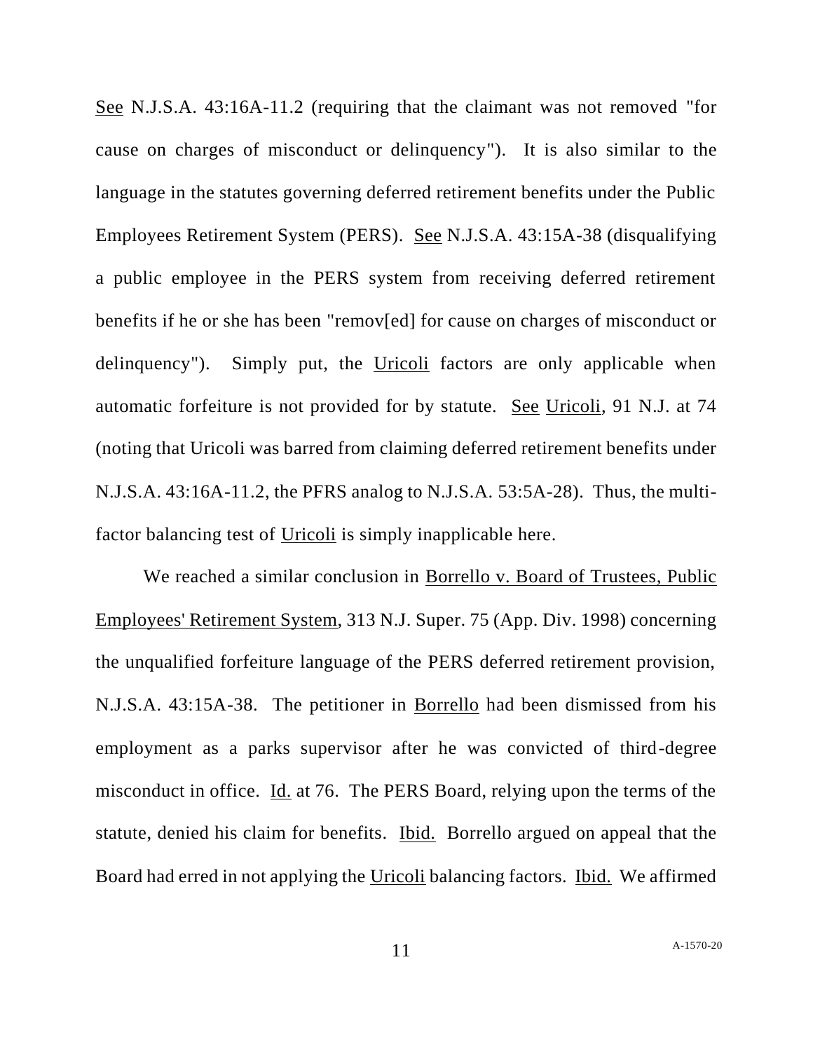See N.J.S.A. 43:16A-11.2 (requiring that the claimant was not removed "for cause on charges of misconduct or delinquency"). It is also similar to the language in the statutes governing deferred retirement benefits under the Public Employees Retirement System (PERS). See N.J.S.A. 43:15A-38 (disqualifying a public employee in the PERS system from receiving deferred retirement benefits if he or she has been "remov[ed] for cause on charges of misconduct or delinquency"). Simply put, the Uricoli factors are only applicable when automatic forfeiture is not provided for by statute. See Uricoli, 91 N.J. at 74 (noting that Uricoli was barred from claiming deferred retirement benefits under N.J.S.A. 43:16A-11.2, the PFRS analog to N.J.S.A. 53:5A-28). Thus, the multi-factor balancing test of Uricoli is simply inapplicable here.

We reached a similar conclusion in Borrello v. Board of Trustees, Public Employees' Retirement System, 313 N.J. Super. 75 (App. Div. 1998) concerning the unqualified forfeiture language of the PERS deferred retirement provision, N.J.S.A. 43:15A-38. The petitioner in Borrello had been dismissed from his employment as a parks supervisor after he was convicted of third-degree misconduct in office. Id. at 76. The PERS Board, relying upon the terms of the statute, denied his claim for benefits. Ibid. Borrello argued on appeal that the Board had erred in not applying the Uricoli balancing factors. Ibid. We affirmed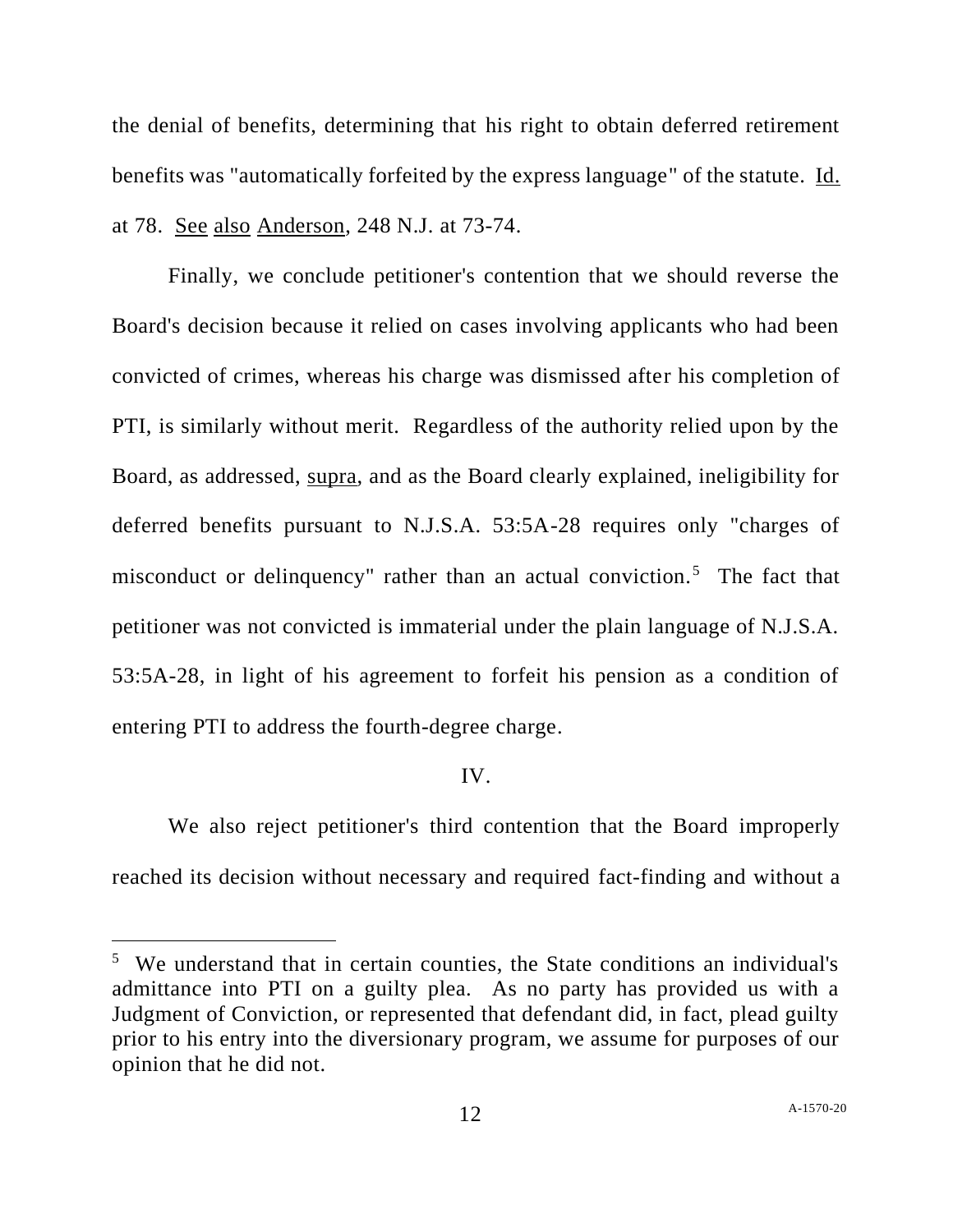the denial of benefits, determining that his right to obtain deferred retirement benefits was "automatically forfeited by the express language" of the statute. Id. at 78. See also Anderson, 248 N.J. at 73-74.

Finally, we conclude petitioner's contention that we should reverse the Board's decision because it relied on cases involving applicants who had been convicted of crimes, whereas his charge was dismissed after his completion of PTI, is similarly without merit. Regardless of the authority relied upon by the Board, as addressed, supra, and as the Board clearly explained, ineligibility for deferred benefits pursuant to N.J.S.A. 53:5A-28 requires only "charges of misconduct or delinquency" rather than an actual conviction.[5] The fact that petitioner was not convicted is immaterial under the plain language of N.J.S.A. 53:5A-28, in light of his agreement to forfeit his pension as a condition of entering PTI to address the fourth-degree charge.

## IV.

We also reject petitioner's third contention that the Board improperly reached its decision without necessary and required fact-finding and without a

---

[5] We understand that in certain counties, the State conditions an individual's admittance into PTI on a guilty plea. As no party has provided us with a Judgment of Conviction, or represented that defendant did, in fact, plead guilty prior to his entry into the diversionary program, we assume for purposes of our opinion that he did not.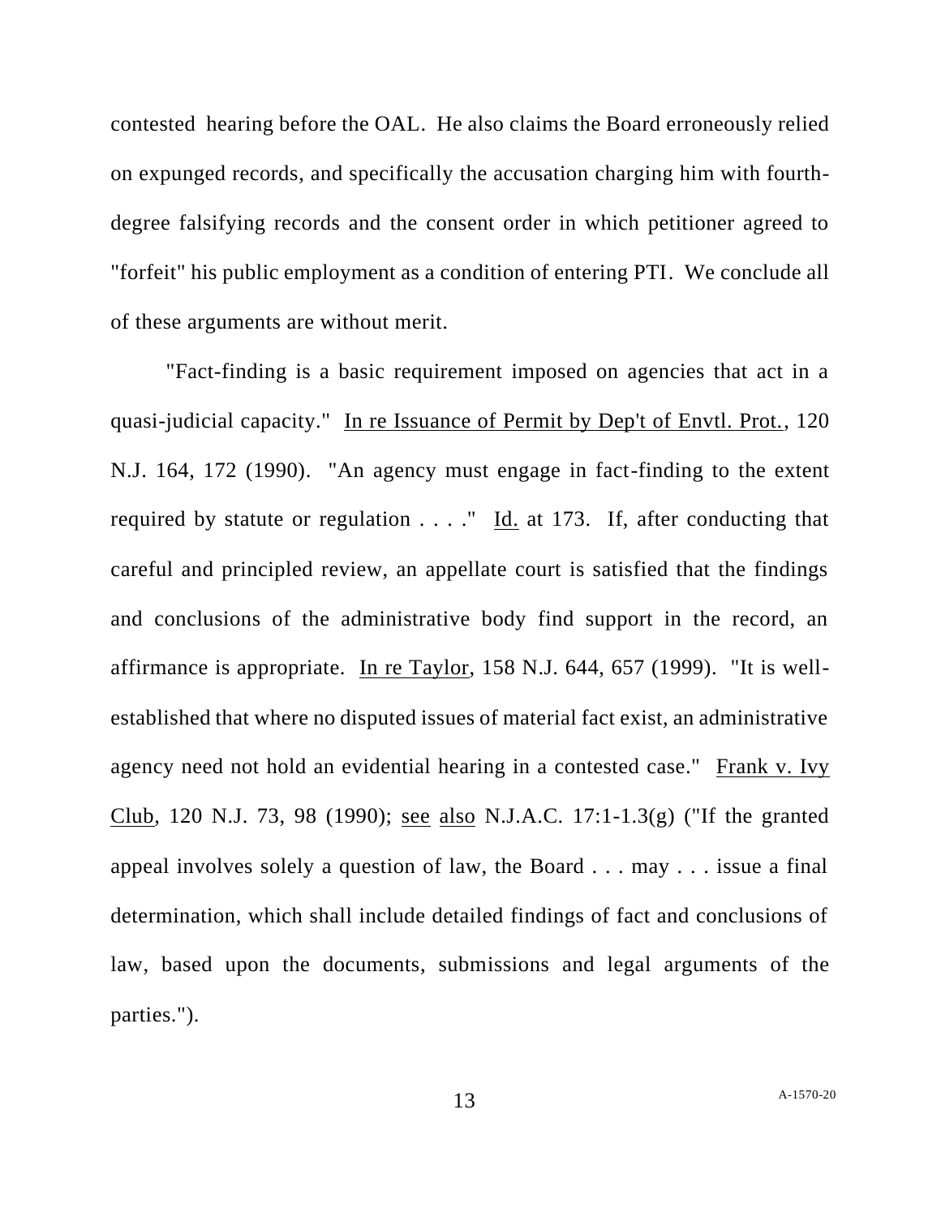contested hearing before the OAL. He also claims the Board erroneously relied on expunged records, and specifically the accusation charging him with fourth-degree falsifying records and the consent order in which petitioner agreed to "forfeit" his public employment as a condition of entering PTI. We conclude all of these arguments are without merit.

"Fact-finding is a basic requirement imposed on agencies that act in a quasi-judicial capacity." In re Issuance of Permit by Dep't of Envtl. Prot., 120 N.J. 164, 172 (1990). "An agency must engage in fact-finding to the extent required by statute or regulation . . . ." Id. at 173. If, after conducting that careful and principled review, an appellate court is satisfied that the findings and conclusions of the administrative body find support in the record, an affirmance is appropriate. In re Taylor, 158 N.J. 644, 657 (1999). "It is well-established that where no disputed issues of material fact exist, an administrative agency need not hold an evidential hearing in a contested case." Frank v. Ivy Club, 120 N.J. 73, 98 (1990); see also N.J.A.C. 17:1-1.3(g) ("If the granted appeal involves solely a question of law, the Board . . . may . . . issue a final determination, which shall include detailed findings of fact and conclusions of law, based upon the documents, submissions and legal arguments of the parties.").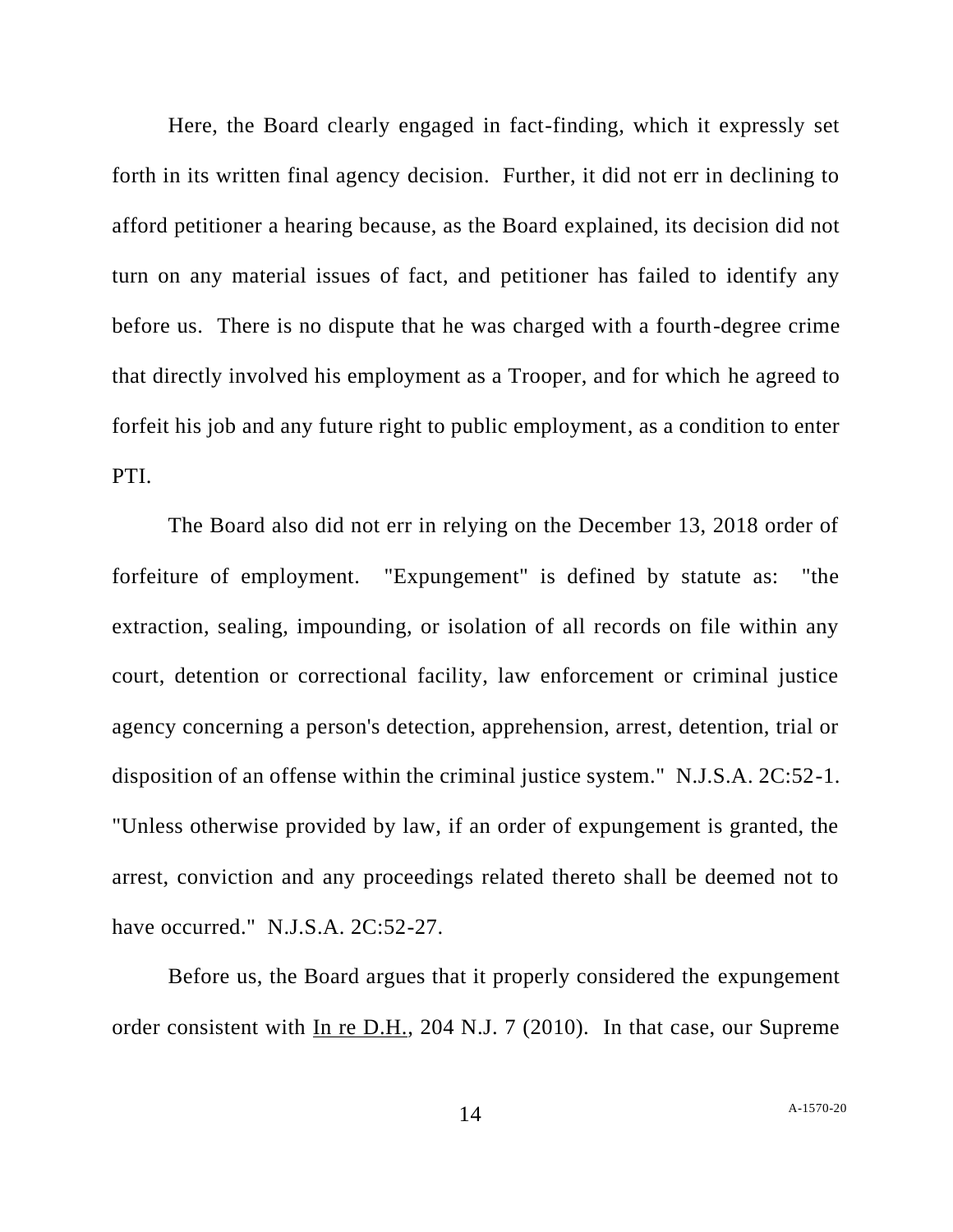Here, the Board clearly engaged in fact-finding, which it expressly set forth in its written final agency decision. Further, it did not err in declining to afford petitioner a hearing because, as the Board explained, its decision did not turn on any material issues of fact, and petitioner has failed to identify any before us. There is no dispute that he was charged with a fourth-degree crime that directly involved his employment as a Trooper, and for which he agreed to forfeit his job and any future right to public employment, as a condition to enter PTI.

The Board also did not err in relying on the December 13, 2018 order of forfeiture of employment. "Expungement" is defined by statute as: "the extraction, sealing, impounding, or isolation of all records on file within any court, detention or correctional facility, law enforcement or criminal justice agency concerning a person's detection, apprehension, arrest, detention, trial or disposition of an offense within the criminal justice system." N.J.S.A. 2C:52-1. "Unless otherwise provided by law, if an order of expungement is granted, the arrest, conviction and any proceedings related thereto shall be deemed not to have occurred." N.J.S.A. 2C:52-27.

Before us, the Board argues that it properly considered the expungement order consistent with In re D.H., 204 N.J. 7 (2010). In that case, our Supreme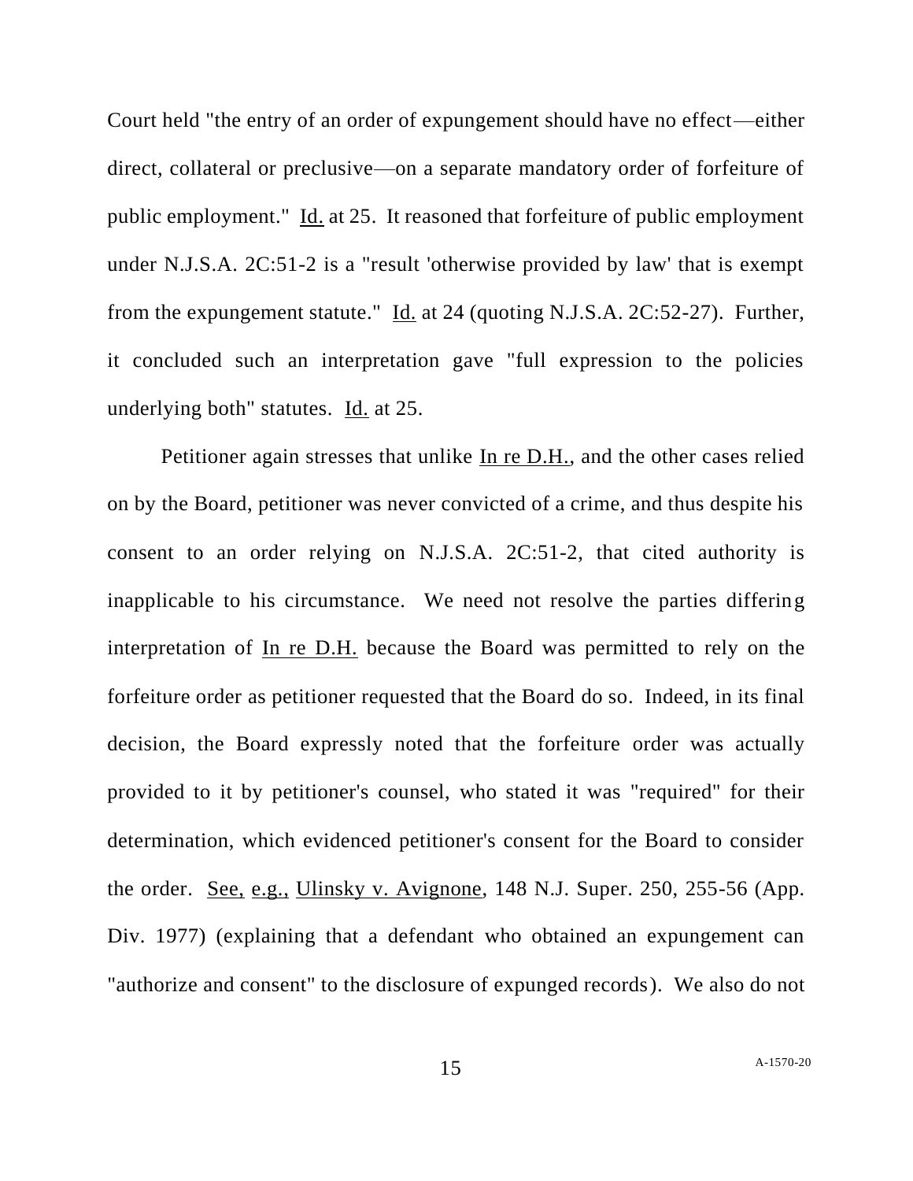Court held "the entry of an order of expungement should have no effect—either direct, collateral or preclusive—on a separate mandatory order of forfeiture of public employment." Id. at 25. It reasoned that forfeiture of public employment under N.J.S.A. 2C:51-2 is a "result 'otherwise provided by law' that is exempt from the expungement statute." Id. at 24 (quoting N.J.S.A. 2C:52-27). Further, it concluded such an interpretation gave "full expression to the policies underlying both" statutes. Id. at 25.

Petitioner again stresses that unlike In re D.H., and the other cases relied on by the Board, petitioner was never convicted of a crime, and thus despite his consent to an order relying on N.J.S.A. 2C:51-2, that cited authority is inapplicable to his circumstance. We need not resolve the parties differing interpretation of In re D.H. because the Board was permitted to rely on the forfeiture order as petitioner requested that the Board do so. Indeed, in its final decision, the Board expressly noted that the forfeiture order was actually provided to it by petitioner's counsel, who stated it was "required" for their determination, which evidenced petitioner's consent for the Board to consider the order. See, e.g., Ulinsky v. Avignone, 148 N.J. Super. 250, 255-56 (App. Div. 1977) (explaining that a defendant who obtained an expungement can "authorize and consent" to the disclosure of expunged records). We also do not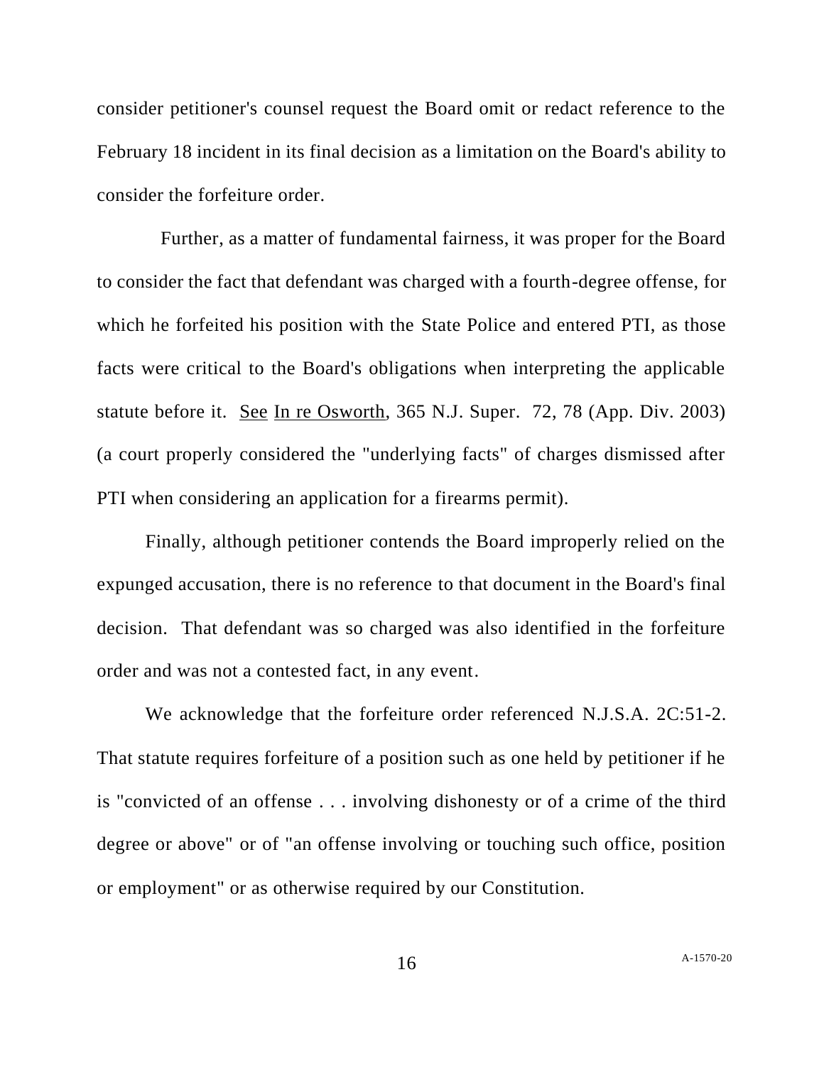consider petitioner's counsel request the Board omit or redact reference to the February 18 incident in its final decision as a limitation on the Board's ability to consider the forfeiture order.

Further, as a matter of fundamental fairness, it was proper for the Board to consider the fact that defendant was charged with a fourth-degree offense, for which he forfeited his position with the State Police and entered PTI, as those facts were critical to the Board's obligations when interpreting the applicable statute before it. See In re Osworth, 365 N.J. Super. 72, 78 (App. Div. 2003) (a court properly considered the "underlying facts" of charges dismissed after PTI when considering an application for a firearms permit).

Finally, although petitioner contends the Board improperly relied on the expunged accusation, there is no reference to that document in the Board's final decision. That defendant was so charged was also identified in the forfeiture order and was not a contested fact, in any event.

We acknowledge that the forfeiture order referenced N.J.S.A. 2C:51-2. That statute requires forfeiture of a position such as one held by petitioner if he is "convicted of an offense . . . involving dishonesty or of a crime of the third degree or above" or of "an offense involving or touching such office, position or employment" or as otherwise required by our Constitution.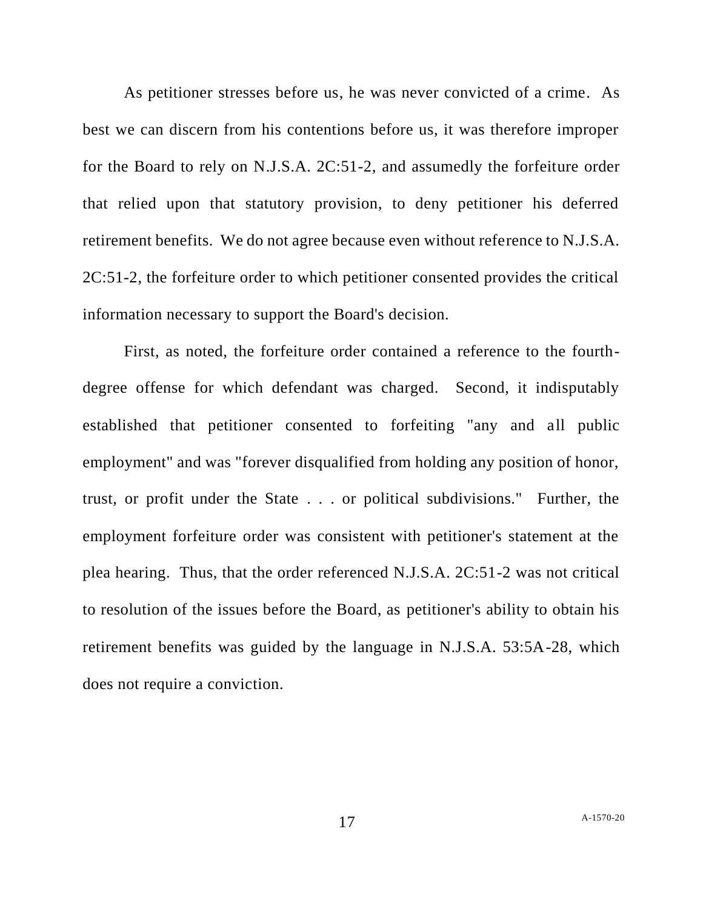As petitioner stresses before us, he was never convicted of a crime. As best we can discern from his contentions before us, it was therefore improper for the Board to rely on N.J.S.A. 2C:51-2, and assumedly the forfeiture order that relied upon that statutory provision, to deny petitioner his deferred retirement benefits. We do not agree because even without reference to N.J.S.A. 2C:51-2, the forfeiture order to which petitioner consented provides the critical information necessary to support the Board's decision.

First, as noted, the forfeiture order contained a reference to the fourth-degree offense for which defendant was charged. Second, it indisputably established that petitioner consented to forfeiting "any and all public employment" and was "forever disqualified from holding any position of honor, trust, or profit under the State . . . or political subdivisions." Further, the employment forfeiture order was consistent with petitioner's statement at the plea hearing. Thus, that the order referenced N.J.S.A. 2C:51-2 was not critical to resolution of the issues before the Board, as petitioner's ability to obtain his retirement benefits was guided by the language in N.J.S.A. 53:5A-28, which does not require a conviction.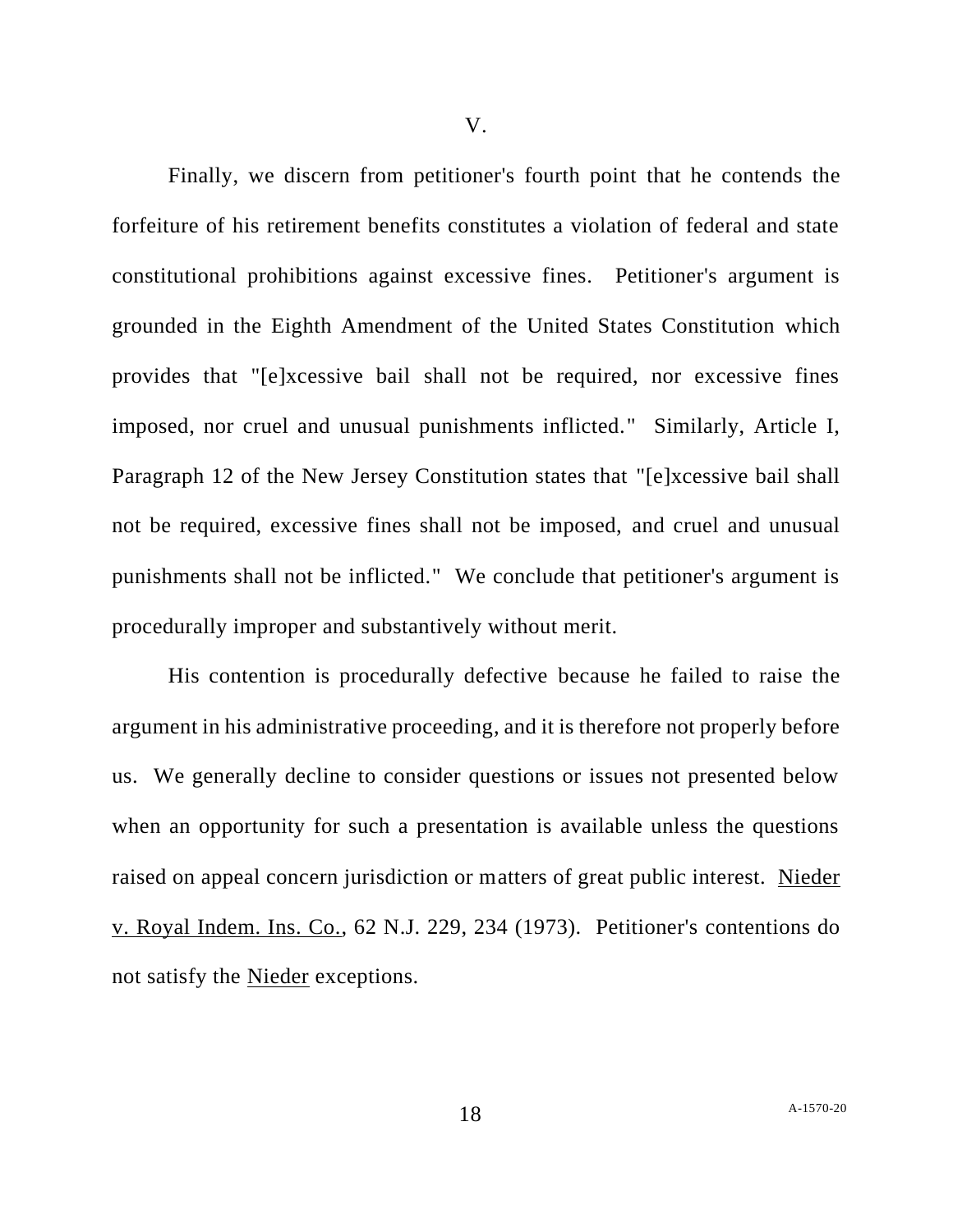## V.

Finally, we discern from petitioner's fourth point that he contends the forfeiture of his retirement benefits constitutes a violation of federal and state constitutional prohibitions against excessive fines. Petitioner's argument is grounded in the Eighth Amendment of the United States Constitution which provides that "[e]xcessive bail shall not be required, nor excessive fines imposed, nor cruel and unusual punishments inflicted." Similarly, Article I, Paragraph 12 of the New Jersey Constitution states that "[e]xcessive bail shall not be required, excessive fines shall not be imposed, and cruel and unusual punishments shall not be inflicted." We conclude that petitioner's argument is procedurally improper and substantively without merit.

His contention is procedurally defective because he failed to raise the argument in his administrative proceeding, and it is therefore not properly before us. We generally decline to consider questions or issues not presented below when an opportunity for such a presentation is available unless the questions raised on appeal concern jurisdiction or matters of great public interest. Nieder v. Royal Indem. Ins. Co., 62 N.J. 229, 234 (1973). Petitioner's contentions do not satisfy the Nieder exceptions.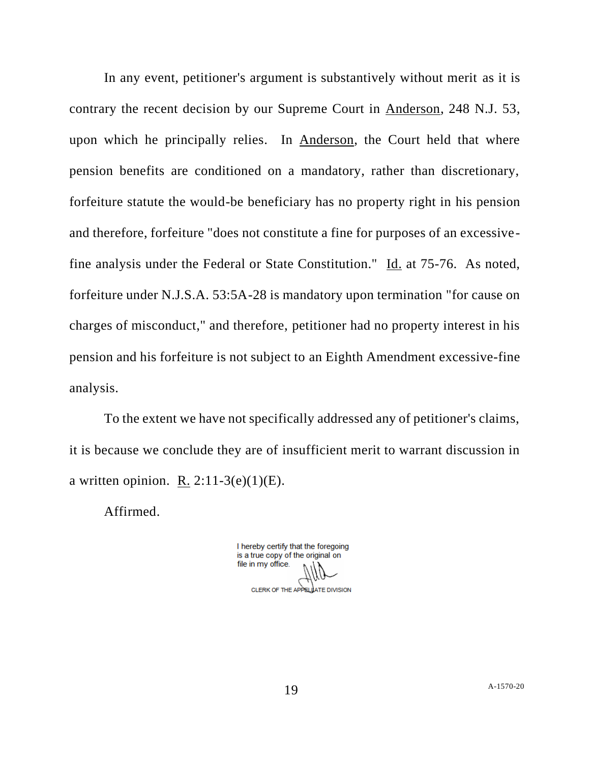In any event, petitioner's argument is substantively without merit as it is contrary the recent decision by our Supreme Court in Anderson, 248 N.J. 53, upon which he principally relies. In Anderson, the Court held that where pension benefits are conditioned on a mandatory, rather than discretionary, forfeiture statute the would-be beneficiary has no property right in his pension and therefore, forfeiture "does not constitute a fine for purposes of an excessive-fine analysis under the Federal or State Constitution." Id. at 75-76. As noted, forfeiture under N.J.S.A. 53:5A-28 is mandatory upon termination "for cause on charges of misconduct," and therefore, petitioner had no property interest in his pension and his forfeiture is not subject to an Eighth Amendment excessive-fine analysis.

To the extent we have not specifically addressed any of petitioner's claims, it is because we conclude they are of insufficient merit to warrant discussion in a written opinion. R. 2:11-3(e)(1)(E).

Affirmed.

I hereby certify that the foregoing is a true copy of the original on file in my office.

CLERK OF THE APPELLATE DIVISION